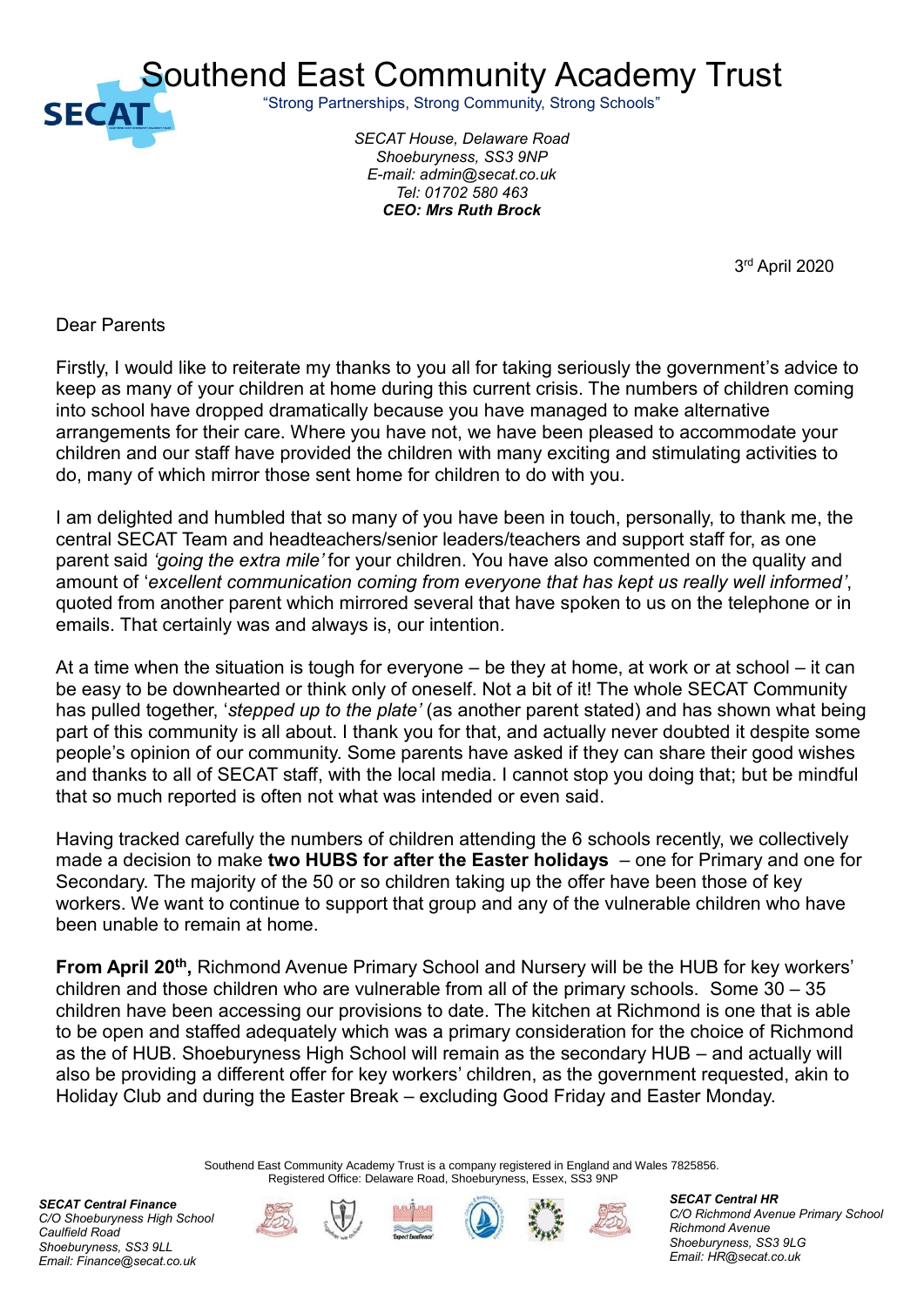# Southend East Community Academy Trust

"Strong Partnerships, Strong Community, Strong Schools"

*SECAT House, Delaware Road*
*Shoeburyness, SS3 9NP*
*E-mail: admin@secat.co.uk*
*Tel: 01702 580 463*
***CEO: Mrs Ruth Brock***

3rd April 2020

Dear Parents

Firstly, I would like to reiterate my thanks to you all for taking seriously the government's advice to keep as many of your children at home during this current crisis. The numbers of children coming into school have dropped dramatically because you have managed to make alternative arrangements for their care. Where you have not, we have been pleased to accommodate your children and our staff have provided the children with many exciting and stimulating activities to do, many of which mirror those sent home for children to do with you.

I am delighted and humbled that so many of you have been in touch, personally, to thank me, the central SECAT Team and headteachers/senior leaders/teachers and support staff for, as one parent said *'going the extra mile'* for your children. You have also commented on the quality and amount of '*excellent communication coming from everyone that has kept us really well informed'*, quoted from another parent which mirrored several that have spoken to us on the telephone or in emails. That certainly was and always is, our intention.

At a time when the situation is tough for everyone – be they at home, at work or at school – it can be easy to be downhearted or think only of oneself. Not a bit of it! The whole SECAT Community has pulled together, '*stepped up to the plate'* (as another parent stated) and has shown what being part of this community is all about. I thank you for that, and actually never doubted it despite some people's opinion of our community. Some parents have asked if they can share their good wishes and thanks to all of SECAT staff, with the local media. I cannot stop you doing that; but be mindful that so much reported is often not what was intended or even said.

Having tracked carefully the numbers of children attending the 6 schools recently, we collectively made a decision to make **two HUBS for after the Easter holidays** – one for Primary and one for Secondary. The majority of the 50 or so children taking up the offer have been those of key workers. We want to continue to support that group and any of the vulnerable children who have been unable to remain at home.

**From April 20th,** Richmond Avenue Primary School and Nursery will be the HUB for key workers' children and those children who are vulnerable from all of the primary schools. Some 30 – 35 children have been accessing our provisions to date. The kitchen at Richmond is one that is able to be open and staffed adequately which was a primary consideration for the choice of Richmond as the of HUB. Shoeburyness High School will remain as the secondary HUB – and actually will also be providing a different offer for key workers' children, as the government requested, akin to Holiday Club and during the Easter Break – excluding Good Friday and Easter Monday.

Southend East Community Academy Trust is a company registered in England and Wales 7825856.
Registered Office: Delaware Road, Shoeburyness, Essex, SS3 9NP

***SECAT Central Finance***
*C/O Shoeburyness High School*
*Caulfield Road*
*Shoeburyness, SS3 9LL*
*Email: Finance@secat.co.uk*

***SECAT Central HR***
*C/O Richmond Avenue Primary School*
*Richmond Avenue*
*Shoeburyness, SS3 9LG*
*Email: HR@secat.co.uk*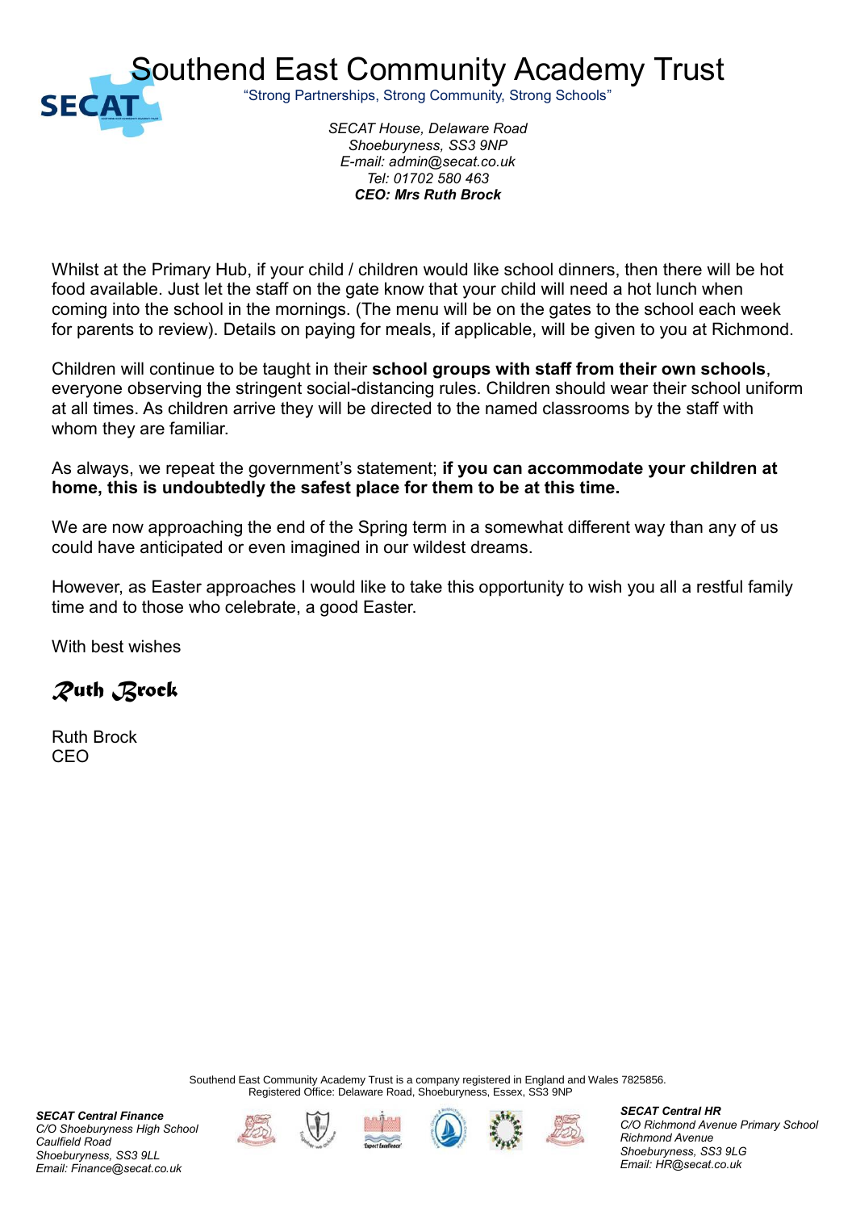# Southend East Community Academy Trust

"Strong Partnerships, Strong Community, Strong Schools"

*SECAT House, Delaware Road*
*Shoeburyness, SS3 9NP*
*E-mail: admin@secat.co.uk*
*Tel: 01702 580 463*
***CEO: Mrs Ruth Brock***

Whilst at the Primary Hub, if your child / children would like school dinners, then there will be hot food available. Just let the staff on the gate know that your child will need a hot lunch when coming into the school in the mornings. (The menu will be on the gates to the school each week for parents to review). Details on paying for meals, if applicable, will be given to you at Richmond.

Children will continue to be taught in their **school groups with staff from their own schools**, everyone observing the stringent social-distancing rules. Children should wear their school uniform at all times. As children arrive they will be directed to the named classrooms by the staff with whom they are familiar.

As always, we repeat the government's statement; **if you can accommodate your children at home, this is undoubtedly the safest place for them to be at this time.**

We are now approaching the end of the Spring term in a somewhat different way than any of us could have anticipated or even imagined in our wildest dreams.

However, as Easter approaches I would like to take this opportunity to wish you all a restful family time and to those who celebrate, a good Easter.

With best wishes

*Ruth Brock*

Ruth Brock
CEO

Southend East Community Academy Trust is a company registered in England and Wales 7825856.
Registered Office: Delaware Road, Shoeburyness, Essex, SS3 9NP

***SECAT Central Finance***
*C/O Shoeburyness High School*
*Caulfield Road*
*Shoeburyness, SS3 9LL*
*Email: Finance@secat.co.uk*

***SECAT Central HR***
*C/O Richmond Avenue Primary School*
*Richmond Avenue*
*Shoeburyness, SS3 9LG*
*Email: HR@secat.co.uk*